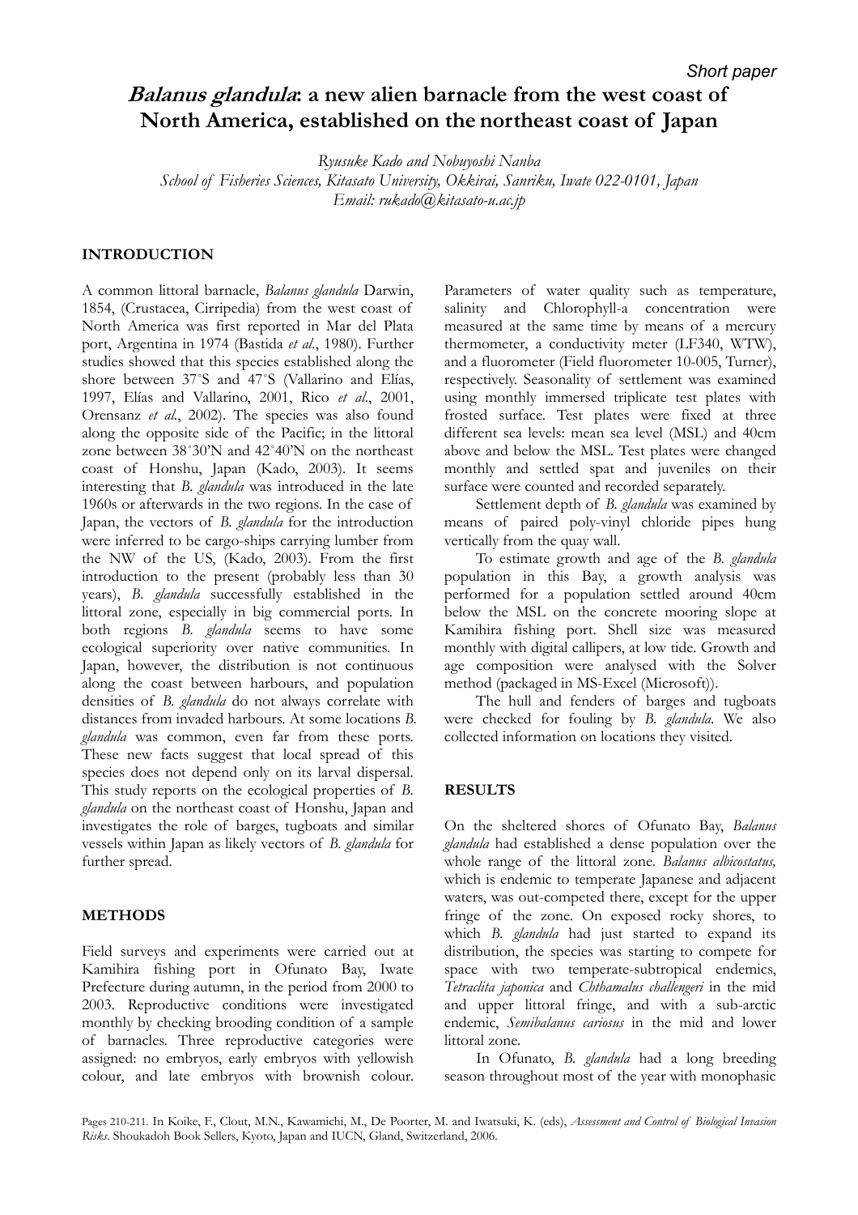*Short paper*

# *Balanus glandula*: a new alien barnacle from the west coast of North America, established on the northeast coast of Japan

*Ryusuke Kado and Nobuyoshi Nanba*
*School of Fisheries Sciences, Kitasato University, Okkirai, Sanriku, Iwate 022-0101, Japan*
*Email: rukado@kitasato-u.ac.jp*

## INTRODUCTION

A common littoral barnacle, *Balanus glandula* Darwin, 1854, (Crustacea, Cirripedia) from the west coast of North America was first reported in Mar del Plata port, Argentina in 1974 (Bastida *et al*., 1980). Further studies showed that this species established along the shore between 37˚S and 47˚S (Vallarino and Elías, 1997, Elías and Vallarino, 2001, Rico *et al*., 2001, Orensanz *et al*., 2002). The species was also found along the opposite side of the Pacific; in the littoral zone between 38˚30'N and 42˚40'N on the northeast coast of Honshu, Japan (Kado, 2003). It seems interesting that *B. glandula* was introduced in the late 1960s or afterwards in the two regions. In the case of Japan, the vectors of *B. glandula* for the introduction were inferred to be cargo-ships carrying lumber from the NW of the US, (Kado, 2003). From the first introduction to the present (probably less than 30 years), *B. glandula* successfully established in the littoral zone, especially in big commercial ports. In both regions *B. glandula* seems to have some ecological superiority over native communities. In Japan, however, the distribution is not continuous along the coast between harbours, and population densities of *B. glandula* do not always correlate with distances from invaded harbours. At some locations *B. glandula* was common, even far from these ports. These new facts suggest that local spread of this species does not depend only on its larval dispersal. This study reports on the ecological properties of *B. glandula* on the northeast coast of Honshu, Japan and investigates the role of barges, tugboats and similar vessels within Japan as likely vectors of *B. glandula* for further spread.

## METHODS

Field surveys and experiments were carried out at Kamihira fishing port in Ofunato Bay, Iwate Prefecture during autumn, in the period from 2000 to 2003. Reproductive conditions were investigated monthly by checking brooding condition of a sample of barnacles. Three reproductive categories were assigned: no embryos, early embryos with yellowish colour, and late embryos with brownish colour. Parameters of water quality such as temperature, salinity and Chlorophyll-a concentration were measured at the same time by means of a mercury thermometer, a conductivity meter (LF340, WTW), and a fluorometer (Field fluorometer 10-005, Turner), respectively. Seasonality of settlement was examined using monthly immersed triplicate test plates with frosted surface. Test plates were fixed at three different sea levels: mean sea level (MSL) and 40cm above and below the MSL. Test plates were changed monthly and settled spat and juveniles on their surface were counted and recorded separately.

Settlement depth of *B. glandula* was examined by means of paired poly-vinyl chloride pipes hung vertically from the quay wall.

To estimate growth and age of the *B. glandula* population in this Bay, a growth analysis was performed for a population settled around 40cm below the MSL on the concrete mooring slope at Kamihira fishing port. Shell size was measured monthly with digital callipers, at low tide. Growth and age composition were analysed with the Solver method (packaged in MS-Excel (Microsoft)).

The hull and fenders of barges and tugboats were checked for fouling by *B. glandula*. We also collected information on locations they visited.

## RESULTS

On the sheltered shores of Ofunato Bay, *Balanus glandula* had established a dense population over the whole range of the littoral zone. *Balanus albicostatus,* which is endemic to temperate Japanese and adjacent waters, was out-competed there, except for the upper fringe of the zone. On exposed rocky shores, to which *B. glandula* had just started to expand its distribution, the species was starting to compete for space with two temperate-subtropical endemics, *Tetraclita japonica* and *Chthamalus challengeri* in the mid and upper littoral fringe, and with a sub-arctic endemic, *Semibalanus cariosus* in the mid and lower littoral zone.

In Ofunato, *B. glandula* had a long breeding season throughout most of the year with monophasic

Pages 210-211. In Koike, F., Clout, M.N., Kawamichi, M., De Poorter, M. and Iwatsuki, K. (eds), *Assessment and Control of Biological Invasion Risks*. Shoukadoh Book Sellers, Kyoto, Japan and IUCN, Gland, Switzerland, 2006.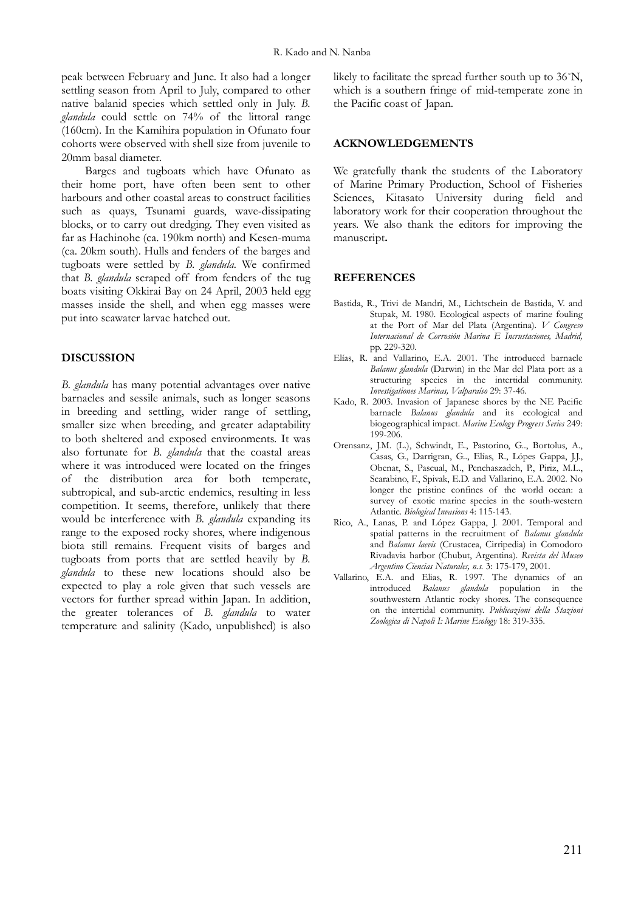peak between February and June. It also had a longer settling season from April to July, compared to other native balanid species which settled only in July. *B. glandula* could settle on 74% of the littoral range (160cm). In the Kamihira population in Ofunato four cohorts were observed with shell size from juvenile to 20mm basal diameter.

Barges and tugboats which have Ofunato as their home port, have often been sent to other harbours and other coastal areas to construct facilities such as quays, Tsunami guards, wave-dissipating blocks, or to carry out dredging. They even visited as far as Hachinohe (ca. 190km north) and Kesen-muma (ca. 20km south). Hulls and fenders of the barges and tugboats were settled by *B. glandula*. We confirmed that *B. glandula* scraped off from fenders of the tug boats visiting Okkirai Bay on 24 April, 2003 held egg masses inside the shell, and when egg masses were put into seawater larvae hatched out.

## DISCUSSION

*B. glandula* has many potential advantages over native barnacles and sessile animals, such as longer seasons in breeding and settling, wider range of settling, smaller size when breeding, and greater adaptability to both sheltered and exposed environments. It was also fortunate for *B. glandula* that the coastal areas where it was introduced were located on the fringes of the distribution area for both temperate, subtropical, and sub-arctic endemics, resulting in less competition. It seems, therefore, unlikely that there would be interference with *B. glandula* expanding its range to the exposed rocky shores, where indigenous biota still remains. Frequent visits of barges and tugboats from ports that are settled heavily by *B. glandula* to these new locations should also be expected to play a role given that such vessels are vectors for further spread within Japan. In addition, the greater tolerances of *B. glandula* to water temperature and salinity (Kado, unpublished) is also likely to facilitate the spread further south up to 36°N, which is a southern fringe of mid-temperate zone in the Pacific coast of Japan.

## ACKNOWLEDGEMENTS

We gratefully thank the students of the Laboratory of Marine Primary Production, School of Fisheries Sciences, Kitasato University during field and laboratory work for their cooperation throughout the years. We also thank the editors for improving the manuscript**.**

## REFERENCES

Bastida, R., Trivi de Mandri, M., Lichtschein de Bastida, V. and Stupak, M. 1980. Ecological aspects of marine fouling at the Port of Mar del Plata (Argentina). *V Congreso Internacional de Corrosión Marina E Incrustaciones, Madrid,* pp. 229-320.

Elías, R. and Vallarino, E.A. 2001. The introduced barnacle *Balanus glandula* (Darwin) in the Mar del Plata port as a structuring species in the intertidal community. *Investigationes Marinas, Valparaíso* 29: 37-46.

Kado, R. 2003. Invasion of Japanese shores by the NE Pacific barnacle *Balanus glandula* and its ecological and biogeographical impact. *Marine Ecology Progress Series* 249: 199-206.

Orensanz, J.M. (L.), Schwindt, E., Pastorino, G.., Bortolus, A., Casas, G., Darrigran, G.., Elías, R., Lópes Gappa, J.J., Obenat, S., Pascual, M., Penchaszadeh, P., Piriz, M.L., Scarabino, F., Spivak, E.D. and Vallarino, E.A. 2002. No longer the pristine confines of the world ocean: a survey of exotic marine species in the south-western Atlantic. *Biological Invasions* 4: 115-143.

Rico, A., Lanas, P. and López Gappa, J. 2001. Temporal and spatial patterns in the recruitment of *Balanus glandula* and *Balanus laevis* (Crustacea, Cirripedia) in Comodoro Rivadavia harbor (Chubut, Argentina). *Revista del Museo Argentino Ciencias Naturales, n.s.* 3: 175-179, 2001.

Vallarino, E.A. and Elias, R. 1997. The dynamics of an introduced *Balanus glandula* population in the southwestern Atlantic rocky shores. The consequence on the intertidal community. *Publicazioni della Stazioni Zoologica di Napoli I: Marine Ecology* 18: 319-335.